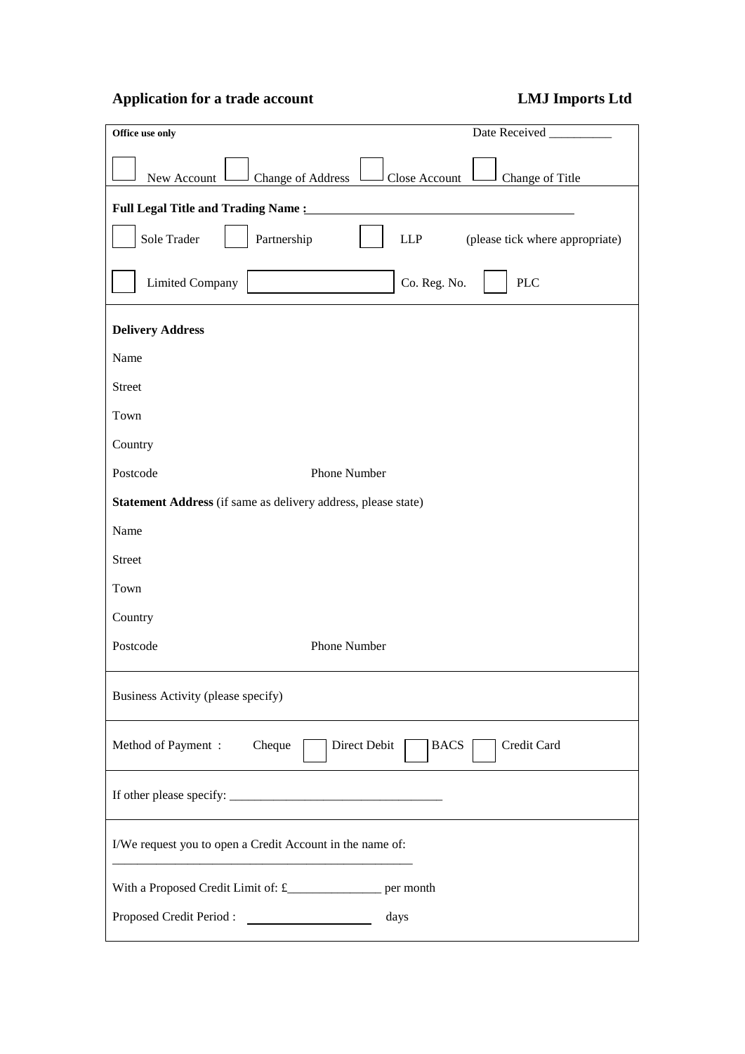**Application for a trade account** **LMJ Imports Ltd**

**Office use only** Date Received __________

☐ New Account ☐ Change of Address ☐ Close Account ☐ Change of Title

**Full Legal Title and Trading Name :** ________________________________________

☐ Sole Trader ☐ Partnership ☐ LLP (please tick where appropriate)

☐ Limited Company [ ] Co. Reg. No. ☐ PLC

**Delivery Address**

Name

Street

Town

Country

Postcode Phone Number

**Statement Address** (if same as delivery address, please state)

Name

Street

Town

Country

Postcode Phone Number

Business Activity (please specify)

Method of Payment : Cheque ☐ Direct Debit ☐ BACS ☐ Credit Card

If other please specify: _________________________________

I/We request you to open a Credit Account in the name of:

__________________________________________________

With a Proposed Credit Limit of: £_______________ per month

Proposed Credit Period : ____________________ days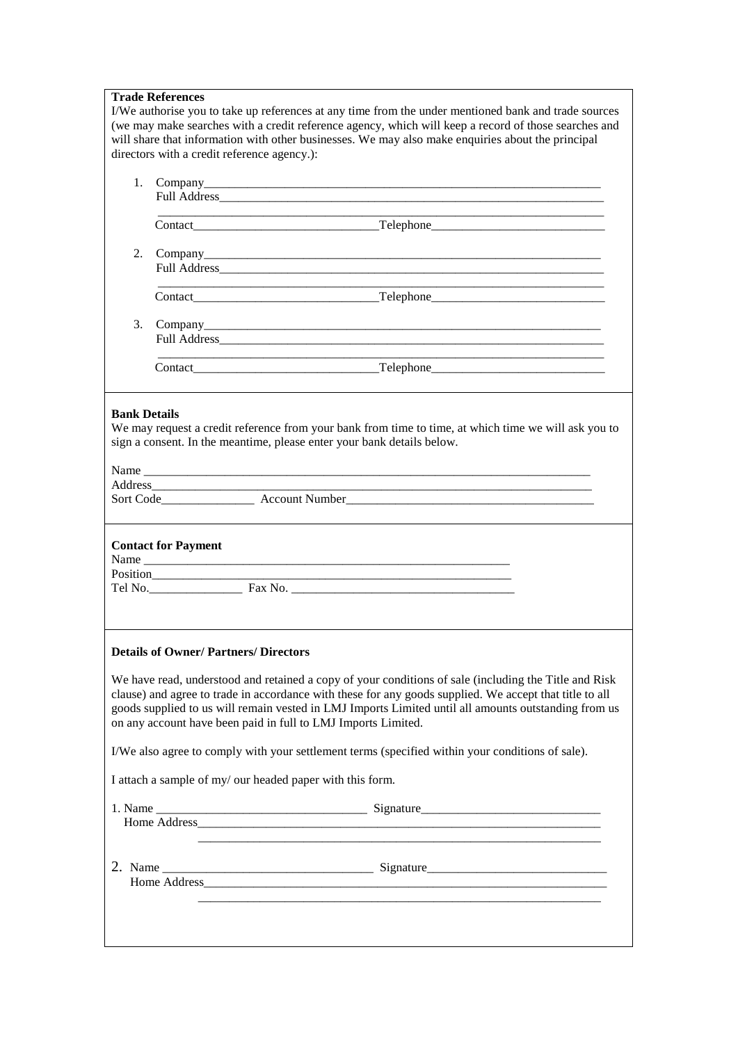**Trade References**

I/We authorise you to take up references at any time from the under mentioned bank and trade sources (we may make searches with a credit reference agency, which will keep a record of those searches and will share that information with other businesses. We may also make enquiries about the principal directors with a credit reference agency.):

1. Company\_\_\_\_\_\_\_\_\_\_\_\_\_\_\_\_\_\_\_\_\_\_\_\_\_\_\_\_\_\_\_\_\_\_\_\_\_\_\_\_\_\_\_\_\_\_\_\_\_\_\_\_\_\_\_\_\_\_\_\_
   Full Address\_\_\_\_\_\_\_\_\_\_\_\_\_\_\_\_\_\_\_\_\_\_\_\_\_\_\_\_\_\_\_\_\_\_\_\_\_\_\_\_\_\_\_\_\_\_\_\_\_\_\_\_\_\_\_\_
   \_\_\_\_\_\_\_\_\_\_\_\_\_\_\_\_\_\_\_\_\_\_\_\_\_\_\_\_\_\_\_\_\_\_\_\_\_\_\_\_\_\_\_\_\_\_\_\_\_\_\_\_\_\_\_\_\_\_\_\_\_\_\_\_\_\_\_\_
   Contact\_\_\_\_\_\_\_\_\_\_\_\_\_\_\_\_\_\_\_\_\_\_\_\_\_\_\_\_Telephone\_\_\_\_\_\_\_\_\_\_\_\_\_\_\_\_\_\_\_\_\_\_\_\_\_\_\_

2. Company\_\_\_\_\_\_\_\_\_\_\_\_\_\_\_\_\_\_\_\_\_\_\_\_\_\_\_\_\_\_\_\_\_\_\_\_\_\_\_\_\_\_\_\_\_\_\_\_\_\_\_\_\_\_\_\_\_\_\_\_
   Full Address\_\_\_\_\_\_\_\_\_\_\_\_\_\_\_\_\_\_\_\_\_\_\_\_\_\_\_\_\_\_\_\_\_\_\_\_\_\_\_\_\_\_\_\_\_\_\_\_\_\_\_\_\_\_\_\_
   \_\_\_\_\_\_\_\_\_\_\_\_\_\_\_\_\_\_\_\_\_\_\_\_\_\_\_\_\_\_\_\_\_\_\_\_\_\_\_\_\_\_\_\_\_\_\_\_\_\_\_\_\_\_\_\_\_\_\_\_\_\_\_\_\_\_\_\_
   Contact\_\_\_\_\_\_\_\_\_\_\_\_\_\_\_\_\_\_\_\_\_\_\_\_\_\_\_\_Telephone\_\_\_\_\_\_\_\_\_\_\_\_\_\_\_\_\_\_\_\_\_\_\_\_\_\_\_

3. Company\_\_\_\_\_\_\_\_\_\_\_\_\_\_\_\_\_\_\_\_\_\_\_\_\_\_\_\_\_\_\_\_\_\_\_\_\_\_\_\_\_\_\_\_\_\_\_\_\_\_\_\_\_\_\_\_\_\_\_\_
   Full Address\_\_\_\_\_\_\_\_\_\_\_\_\_\_\_\_\_\_\_\_\_\_\_\_\_\_\_\_\_\_\_\_\_\_\_\_\_\_\_\_\_\_\_\_\_\_\_\_\_\_\_\_\_\_\_\_
   \_\_\_\_\_\_\_\_\_\_\_\_\_\_\_\_\_\_\_\_\_\_\_\_\_\_\_\_\_\_\_\_\_\_\_\_\_\_\_\_\_\_\_\_\_\_\_\_\_\_\_\_\_\_\_\_\_\_\_\_\_\_\_\_\_\_\_\_
   Contact\_\_\_\_\_\_\_\_\_\_\_\_\_\_\_\_\_\_\_\_\_\_\_\_\_\_\_\_Telephone\_\_\_\_\_\_\_\_\_\_\_\_\_\_\_\_\_\_\_\_\_\_\_\_\_\_\_

**Bank Details**

We may request a credit reference from your bank from time to time, at which time we will ask you to sign a consent. In the meantime, please enter your bank details below.

Name \_\_\_\_\_\_\_\_\_\_\_\_\_\_\_\_\_\_\_\_\_\_\_\_\_\_\_\_\_\_\_\_\_\_\_\_\_\_\_\_\_\_\_\_\_\_\_\_\_\_\_\_\_\_\_\_\_\_\_\_\_\_\_\_\_\_\_\_
Address\_\_\_\_\_\_\_\_\_\_\_\_\_\_\_\_\_\_\_\_\_\_\_\_\_\_\_\_\_\_\_\_\_\_\_\_\_\_\_\_\_\_\_\_\_\_\_\_\_\_\_\_\_\_\_\_\_\_\_\_\_\_\_\_\_\_\_
Sort Code\_\_\_\_\_\_\_\_\_\_\_\_\_\_ Account Number\_\_\_\_\_\_\_\_\_\_\_\_\_\_\_\_\_\_\_\_\_\_\_\_\_\_\_\_\_\_\_\_\_\_\_\_\_\_

**Contact for Payment**

Name \_\_\_\_\_\_\_\_\_\_\_\_\_\_\_\_\_\_\_\_\_\_\_\_\_\_\_\_\_\_\_\_\_\_\_\_\_\_\_\_\_\_\_\_\_\_\_\_\_\_\_\_\_\_\_\_\_
Position\_\_\_\_\_\_\_\_\_\_\_\_\_\_\_\_\_\_\_\_\_\_\_\_\_\_\_\_\_\_\_\_\_\_\_\_\_\_\_\_\_\_\_\_\_\_\_\_\_\_\_\_\_\_\_\_\_
Tel No.\_\_\_\_\_\_\_\_\_\_\_\_\_\_ Fax No. \_\_\_\_\_\_\_\_\_\_\_\_\_\_\_\_\_\_\_\_\_\_\_\_\_\_\_\_\_\_\_\_\_\_\_\_

**Details of Owner/ Partners/ Directors**

We have read, understood and retained a copy of your conditions of sale (including the Title and Risk clause) and agree to trade in accordance with these for any goods supplied. We accept that title to all goods supplied to us will remain vested in LMJ Imports Limited until all amounts outstanding from us on any account have been paid in full to LMJ Imports Limited.

I/We also agree to comply with your settlement terms (specified within your conditions of sale).

I attach a sample of my/ our headed paper with this form.

1. Name \_\_\_\_\_\_\_\_\_\_\_\_\_\_\_\_\_\_\_\_\_\_\_\_\_\_\_\_\_\_\_\_ Signature\_\_\_\_\_\_\_\_\_\_\_\_\_\_\_\_\_\_\_\_\_\_\_\_\_\_\_\_
   Home Address\_\_\_\_\_\_\_\_\_\_\_\_\_\_\_\_\_\_\_\_\_\_\_\_\_\_\_\_\_\_\_\_\_\_\_\_\_\_\_\_\_\_\_\_\_\_\_\_\_\_\_\_\_\_\_\_\_\_
   \_\_\_\_\_\_\_\_\_\_\_\_\_\_\_\_\_\_\_\_\_\_\_\_\_\_\_\_\_\_\_\_\_\_\_\_\_\_\_\_\_\_\_\_\_\_\_\_\_\_\_\_\_\_\_\_\_\_\_\_\_\_\_\_

2. Name \_\_\_\_\_\_\_\_\_\_\_\_\_\_\_\_\_\_\_\_\_\_\_\_\_\_\_\_\_\_\_\_ Signature\_\_\_\_\_\_\_\_\_\_\_\_\_\_\_\_\_\_\_\_\_\_\_\_\_\_\_\_
   Home Address\_\_\_\_\_\_\_\_\_\_\_\_\_\_\_\_\_\_\_\_\_\_\_\_\_\_\_\_\_\_\_\_\_\_\_\_\_\_\_\_\_\_\_\_\_\_\_\_\_\_\_\_\_\_\_\_\_\_
   \_\_\_\_\_\_\_\_\_\_\_\_\_\_\_\_\_\_\_\_\_\_\_\_\_\_\_\_\_\_\_\_\_\_\_\_\_\_\_\_\_\_\_\_\_\_\_\_\_\_\_\_\_\_\_\_\_\_\_\_\_\_\_\_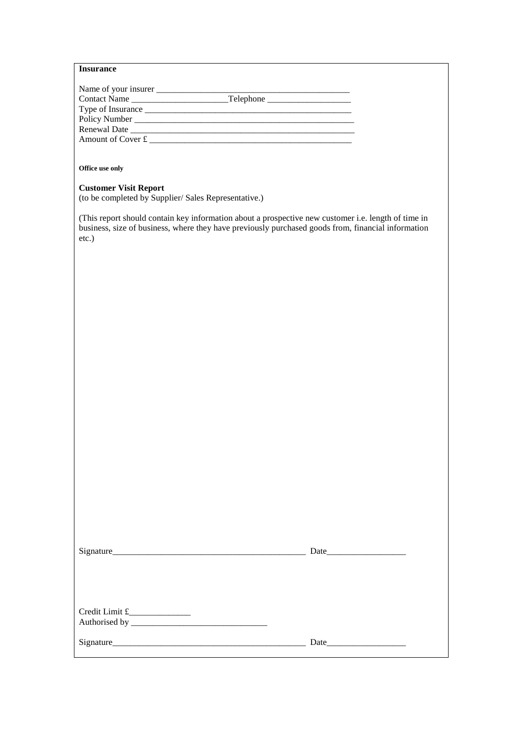**Insurance**

Name of your insurer ______________________________________________

Contact Name _____________________Telephone ___________________

Type of Insurance _______________________________________________

Policy Number __________________________________________________

Renewal Date ___________________________________________________

Amount of Cover £ ______________________________________________

**Office use only**

**Customer Visit Report**

(to be completed by Supplier/ Sales Representative.)

(This report should contain key information about a prospective new customer i.e. length of time in business, size of business, where they have previously purchased goods from, financial information etc.)

Signature_____________________________________________ Date__________________

Credit Limit £______________

Authorised by ______________________________

Signature_____________________________________________ Date__________________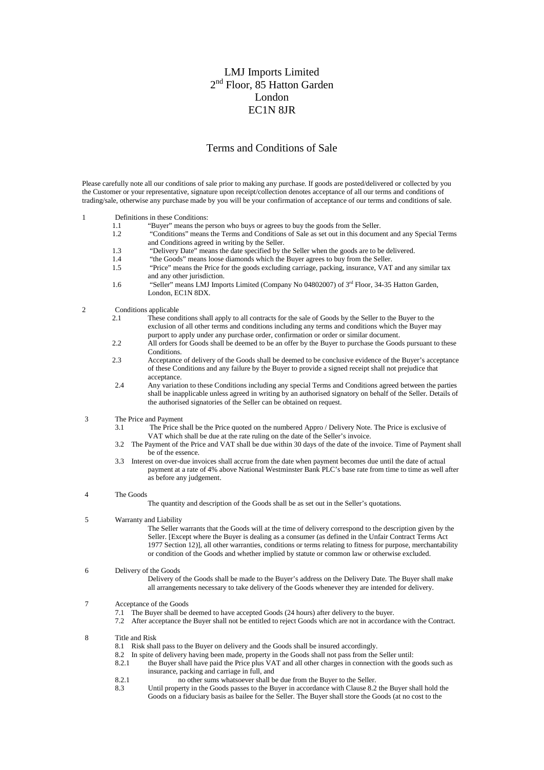LMJ Imports Limited
2nd Floor, 85 Hatton Garden
London
EC1N 8JR

## Terms and Conditions of Sale

Please carefully note all our conditions of sale prior to making any purchase. If goods are posted/delivered or collected by you the Customer or your representative, signature upon receipt/collection denotes acceptance of all our terms and conditions of trading/sale, otherwise any purchase made by you will be your confirmation of acceptance of our terms and conditions of sale.

1 Definitions in these Conditions:

- 1.1 "Buyer" means the person who buys or agrees to buy the goods from the Seller.
- 1.2 "Conditions" means the Terms and Conditions of Sale as set out in this document and any Special Terms and Conditions agreed in writing by the Seller.
- 1.3 "Delivery Date" means the date specified by the Seller when the goods are to be delivered.
- 1.4 "the Goods" means loose diamonds which the Buyer agrees to buy from the Seller.
- 1.5 "Price" means the Price for the goods excluding carriage, packing, insurance, VAT and any similar tax and any other jurisdiction.
- 1.6 "Seller" means LMJ Imports Limited (Company No 04802007) of 3rd Floor, 34-35 Hatton Garden, London, EC1N 8DX.

2 Conditions applicable

- 2.1 These conditions shall apply to all contracts for the sale of Goods by the Seller to the Buyer to the exclusion of all other terms and conditions including any terms and conditions which the Buyer may purport to apply under any purchase order, confirmation or order or similar document.
- 2.2 All orders for Goods shall be deemed to be an offer by the Buyer to purchase the Goods pursuant to these Conditions.
- 2.3 Acceptance of delivery of the Goods shall be deemed to be conclusive evidence of the Buyer's acceptance of these Conditions and any failure by the Buyer to provide a signed receipt shall not prejudice that acceptance.
- 2.4 Any variation to these Conditions including any special Terms and Conditions agreed between the parties shall be inapplicable unless agreed in writing by an authorised signatory on behalf of the Seller. Details of the authorised signatories of the Seller can be obtained on request.

3 The Price and Payment

- 3.1 The Price shall be the Price quoted on the numbered Appro / Delivery Note. The Price is exclusive of VAT which shall be due at the rate ruling on the date of the Seller's invoice.
- 3.2 The Payment of the Price and VAT shall be due within 30 days of the date of the invoice. Time of Payment shall be of the essence.
- 3.3 Interest on over-due invoices shall accrue from the date when payment becomes due until the date of actual payment at a rate of 4% above National Westminster Bank PLC's base rate from time to time as well after as before any judgement.

4 The Goods

The quantity and description of the Goods shall be as set out in the Seller's quotations.

5 Warranty and Liability

The Seller warrants that the Goods will at the time of delivery correspond to the description given by the Seller. [Except where the Buyer is dealing as a consumer (as defined in the Unfair Contract Terms Act 1977 Section 12)], all other warranties, conditions or terms relating to fitness for purpose, merchantability or condition of the Goods and whether implied by statute or common law or otherwise excluded.

6 Delivery of the Goods

Delivery of the Goods shall be made to the Buyer's address on the Delivery Date. The Buyer shall make all arrangements necessary to take delivery of the Goods whenever they are intended for delivery.

7 Acceptance of the Goods

- 7.1 The Buyer shall be deemed to have accepted Goods (24 hours) after delivery to the buyer.
- 7.2 After acceptance the Buyer shall not be entitled to reject Goods which are not in accordance with the Contract.

8 Title and Risk

- 8.1 Risk shall pass to the Buyer on delivery and the Goods shall be insured accordingly.
- 8.2 In spite of delivery having been made, property in the Goods shall not pass from the Seller until:
  - 8.2.1 the Buyer shall have paid the Price plus VAT and all other charges in connection with the goods such as insurance, packing and carriage in full, and
  - 8.2.1 no other sums whatsoever shall be due from the Buyer to the Seller.
- 8.3 Until property in the Goods passes to the Buyer in accordance with Clause 8.2 the Buyer shall hold the Goods on a fiduciary basis as bailee for the Seller. The Buyer shall store the Goods (at no cost to the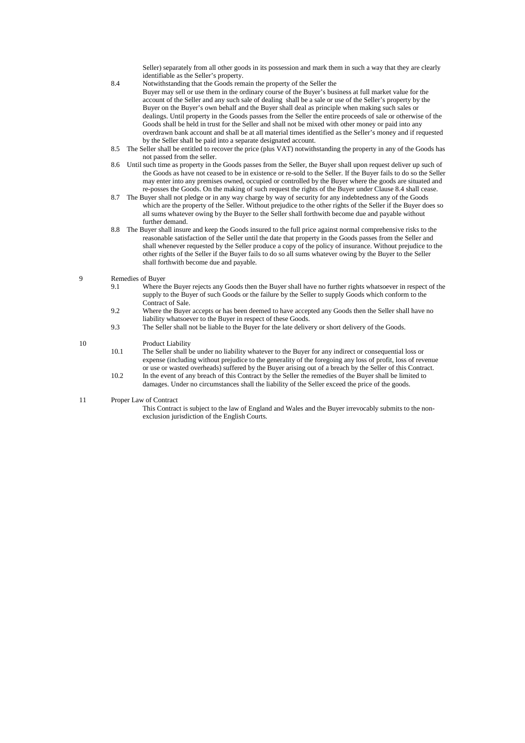Seller) separately from all other goods in its possession and mark them in such a way that they are clearly identifiable as the Seller's property.

8.4 Notwithstanding that the Goods remain the property of the Seller the Buyer may sell or use them in the ordinary course of the Buyer's business at full market value for the account of the Seller and any such sale of dealing shall be a sale or use of the Seller's property by the Buyer on the Buyer's own behalf and the Buyer shall deal as principle when making such sales or dealings. Until property in the Goods passes from the Seller the entire proceeds of sale or otherwise of the Goods shall be held in trust for the Seller and shall not be mixed with other money or paid into any overdrawn bank account and shall be at all material times identified as the Seller's money and if requested by the Seller shall be paid into a separate designated account.

8.5 The Seller shall be entitled to recover the price (plus VAT) notwithstanding the property in any of the Goods has not passed from the seller.

8.6 Until such time as property in the Goods passes from the Seller, the Buyer shall upon request deliver up such of the Goods as have not ceased to be in existence or re-sold to the Seller. If the Buyer fails to do so the Seller may enter into any premises owned, occupied or controlled by the Buyer where the goods are situated and re-posses the Goods. On the making of such request the rights of the Buyer under Clause 8.4 shall cease.

8.7 The Buyer shall not pledge or in any way charge by way of security for any indebtedness any of the Goods which are the property of the Seller. Without prejudice to the other rights of the Seller if the Buyer does so all sums whatever owing by the Buyer to the Seller shall forthwith become due and payable without further demand.

8.8 The Buyer shall insure and keep the Goods insured to the full price against normal comprehensive risks to the reasonable satisfaction of the Seller until the date that property in the Goods passes from the Seller and shall whenever requested by the Seller produce a copy of the policy of insurance. Without prejudice to the other rights of the Seller if the Buyer fails to do so all sums whatever owing by the Buyer to the Seller shall forthwith become due and payable.

9 Remedies of Buyer

9.1 Where the Buyer rejects any Goods then the Buyer shall have no further rights whatsoever in respect of the supply to the Buyer of such Goods or the failure by the Seller to supply Goods which conform to the Contract of Sale.

9.2 Where the Buyer accepts or has been deemed to have accepted any Goods then the Seller shall have no liability whatsoever to the Buyer in respect of these Goods.

9.3 The Seller shall not be liable to the Buyer for the late delivery or short delivery of the Goods.

10 Product Liability

10.1 The Seller shall be under no liability whatever to the Buyer for any indirect or consequential loss or expense (including without prejudice to the generality of the foregoing any loss of profit, loss of revenue or use or wasted overheads) suffered by the Buyer arising out of a breach by the Seller of this Contract.

10.2 In the event of any breach of this Contract by the Seller the remedies of the Buyer shall be limited to damages. Under no circumstances shall the liability of the Seller exceed the price of the goods.

11 Proper Law of Contract

This Contract is subject to the law of England and Wales and the Buyer irrevocably submits to the non-exclusion jurisdiction of the English Courts.